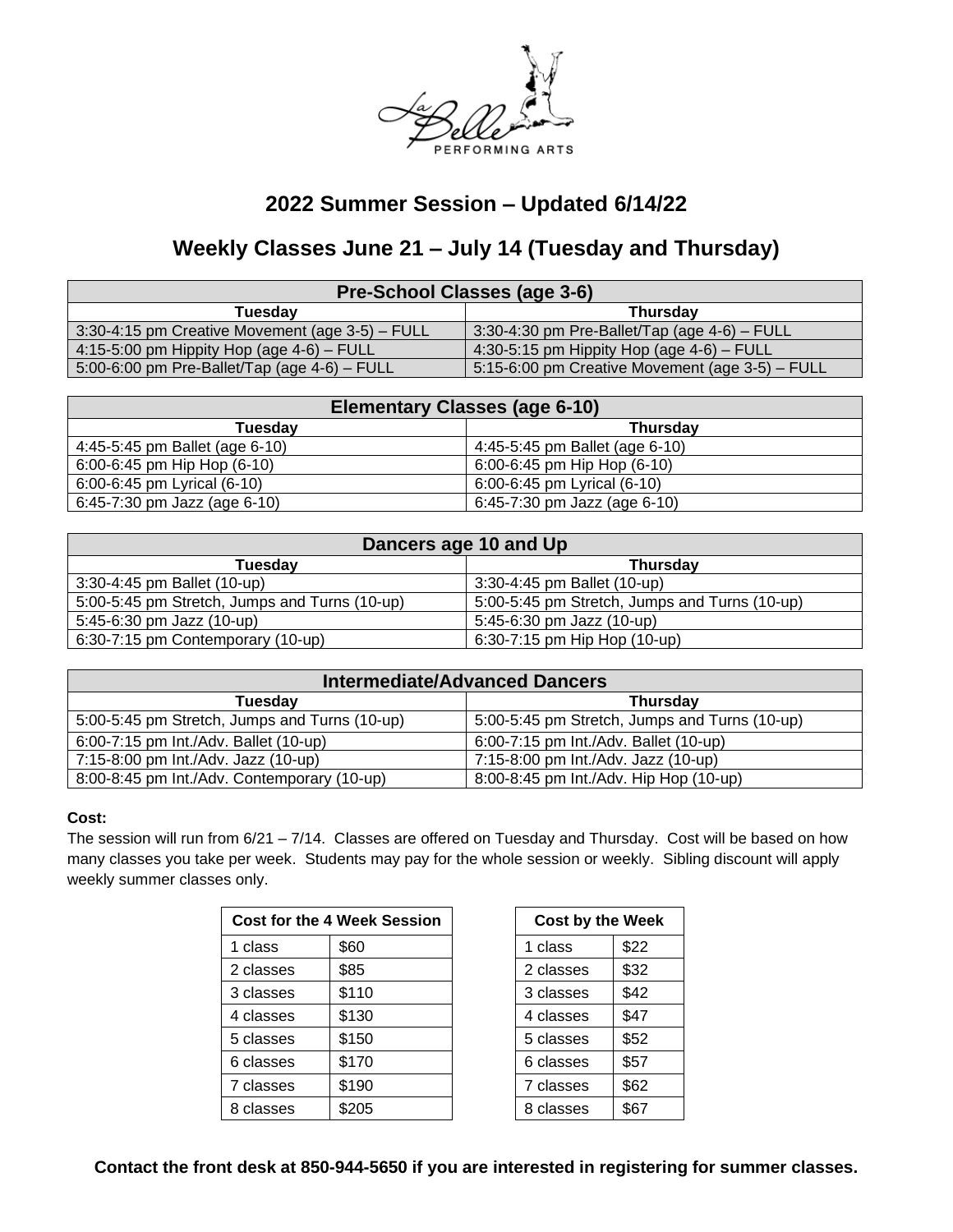# 2022 Summer Session – Updated 6/14/22

## Weekly Classes June 21 – July 14 (Tuesday and Thursday)

| Pre-School Classes (age 3-6) | |
|---|---|
| **Tuesday** | **Thursday** |
| 3:30-4:15 pm Creative Movement (age 3-5) – FULL | 3:30-4:30 pm Pre-Ballet/Tap (age 4-6) – FULL |
| 4:15-5:00 pm Hippity Hop (age 4-6) – FULL | 4:30-5:15 pm Hippity Hop (age 4-6) – FULL |
| 5:00-6:00 pm Pre-Ballet/Tap (age 4-6) – FULL | 5:15-6:00 pm Creative Movement (age 3-5) – FULL |

| Elementary Classes (age 6-10) | |
|---|---|
| **Tuesday** | **Thursday** |
| 4:45-5:45 pm Ballet (age 6-10) | 4:45-5:45 pm Ballet (age 6-10) |
| 6:00-6:45 pm Hip Hop (6-10) | 6:00-6:45 pm Hip Hop (6-10) |
| 6:00-6:45 pm Lyrical (6-10) | 6:00-6:45 pm Lyrical (6-10) |
| 6:45-7:30 pm Jazz (age 6-10) | 6:45-7:30 pm Jazz (age 6-10) |

| Dancers age 10 and Up | |
|---|---|
| **Tuesday** | **Thursday** |
| 3:30-4:45 pm Ballet (10-up) | 3:30-4:45 pm Ballet (10-up) |
| 5:00-5:45 pm Stretch, Jumps and Turns (10-up) | 5:00-5:45 pm Stretch, Jumps and Turns (10-up) |
| 5:45-6:30 pm Jazz (10-up) | 5:45-6:30 pm Jazz (10-up) |
| 6:30-7:15 pm Contemporary (10-up) | 6:30-7:15 pm Hip Hop (10-up) |

| Intermediate/Advanced Dancers | |
|---|---|
| **Tuesday** | **Thursday** |
| 5:00-5:45 pm Stretch, Jumps and Turns (10-up) | 5:00-5:45 pm Stretch, Jumps and Turns (10-up) |
| 6:00-7:15 pm Int./Adv. Ballet (10-up) | 6:00-7:15 pm Int./Adv. Ballet (10-up) |
| 7:15-8:00 pm Int./Adv. Jazz (10-up) | 7:15-8:00 pm Int./Adv. Jazz (10-up) |
| 8:00-8:45 pm Int./Adv. Contemporary (10-up) | 8:00-8:45 pm Int./Adv. Hip Hop (10-up) |

**Cost:**

The session will run from 6/21 – 7/14. Classes are offered on Tuesday and Thursday. Cost will be based on how many classes you take per week. Students may pay for the whole session or weekly. Sibling discount will apply weekly summer classes only.

| Cost for the 4 Week Session | |
|---|---|
| 1 class | $60 |
| 2 classes | $85 |
| 3 classes | $110 |
| 4 classes | $130 |
| 5 classes | $150 |
| 6 classes | $170 |
| 7 classes | $190 |
| 8 classes | $205 |

| Cost by the Week | |
|---|---|
| 1 class | $22 |
| 2 classes | $32 |
| 3 classes | $42 |
| 4 classes | $47 |
| 5 classes | $52 |
| 6 classes | $57 |
| 7 classes | $62 |
| 8 classes | $67 |

**Contact the front desk at 850-944-5650 if you are interested in registering for summer classes.**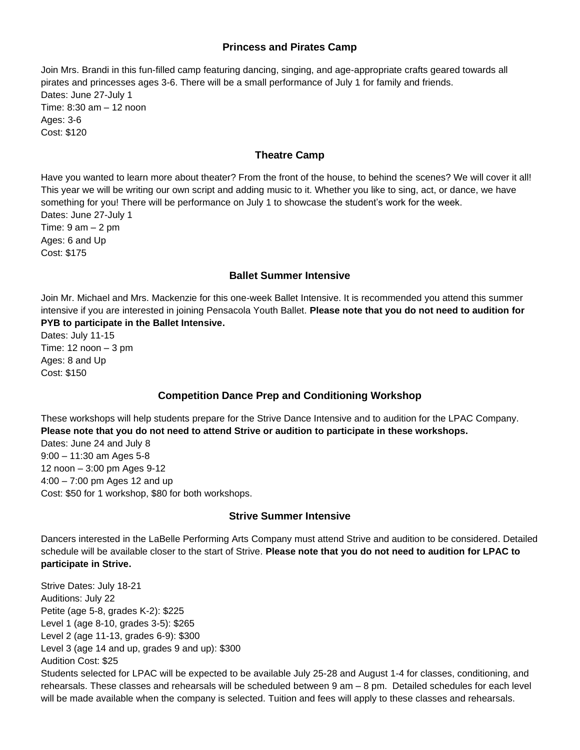## Princess and Pirates Camp

Join Mrs. Brandi in this fun-filled camp featuring dancing, singing, and age-appropriate crafts geared towards all pirates and princesses ages 3-6. There will be a small performance of July 1 for family and friends.
Dates: June 27-July 1
Time: 8:30 am – 12 noon
Ages: 3-6
Cost: $120

## Theatre Camp

Have you wanted to learn more about theater? From the front of the house, to behind the scenes? We will cover it all! This year we will be writing our own script and adding music to it. Whether you like to sing, act, or dance, we have something for you! There will be performance on July 1 to showcase the student's work for the week.
Dates: June 27-July 1
Time: 9 am – 2 pm
Ages: 6 and Up
Cost: $175

## Ballet Summer Intensive

Join Mr. Michael and Mrs. Mackenzie for this one-week Ballet Intensive. It is recommended you attend this summer intensive if you are interested in joining Pensacola Youth Ballet. **Please note that you do not need to audition for PYB to participate in the Ballet Intensive.**
Dates: July 11-15
Time: 12 noon – 3 pm
Ages: 8 and Up
Cost: $150

## Competition Dance Prep and Conditioning Workshop

These workshops will help students prepare for the Strive Dance Intensive and to audition for the LPAC Company. **Please note that you do not need to attend Strive or audition to participate in these workshops.**
Dates: June 24 and July 8
9:00 – 11:30 am Ages 5-8
12 noon – 3:00 pm Ages 9-12
4:00 – 7:00 pm Ages 12 and up
Cost: $50 for 1 workshop, $80 for both workshops.

## Strive Summer Intensive

Dancers interested in the LaBelle Performing Arts Company must attend Strive and audition to be considered. Detailed schedule will be available closer to the start of Strive. **Please note that you do not need to audition for LPAC to participate in Strive.**

Strive Dates: July 18-21
Auditions: July 22
Petite (age 5-8, grades K-2): $225
Level 1 (age 8-10, grades 3-5): $265
Level 2 (age 11-13, grades 6-9): $300
Level 3 (age 14 and up, grades 9 and up): $300
Audition Cost: $25
Students selected for LPAC will be expected to be available July 25-28 and August 1-4 for classes, conditioning, and rehearsals. These classes and rehearsals will be scheduled between 9 am – 8 pm. Detailed schedules for each level will be made available when the company is selected. Tuition and fees will apply to these classes and rehearsals.